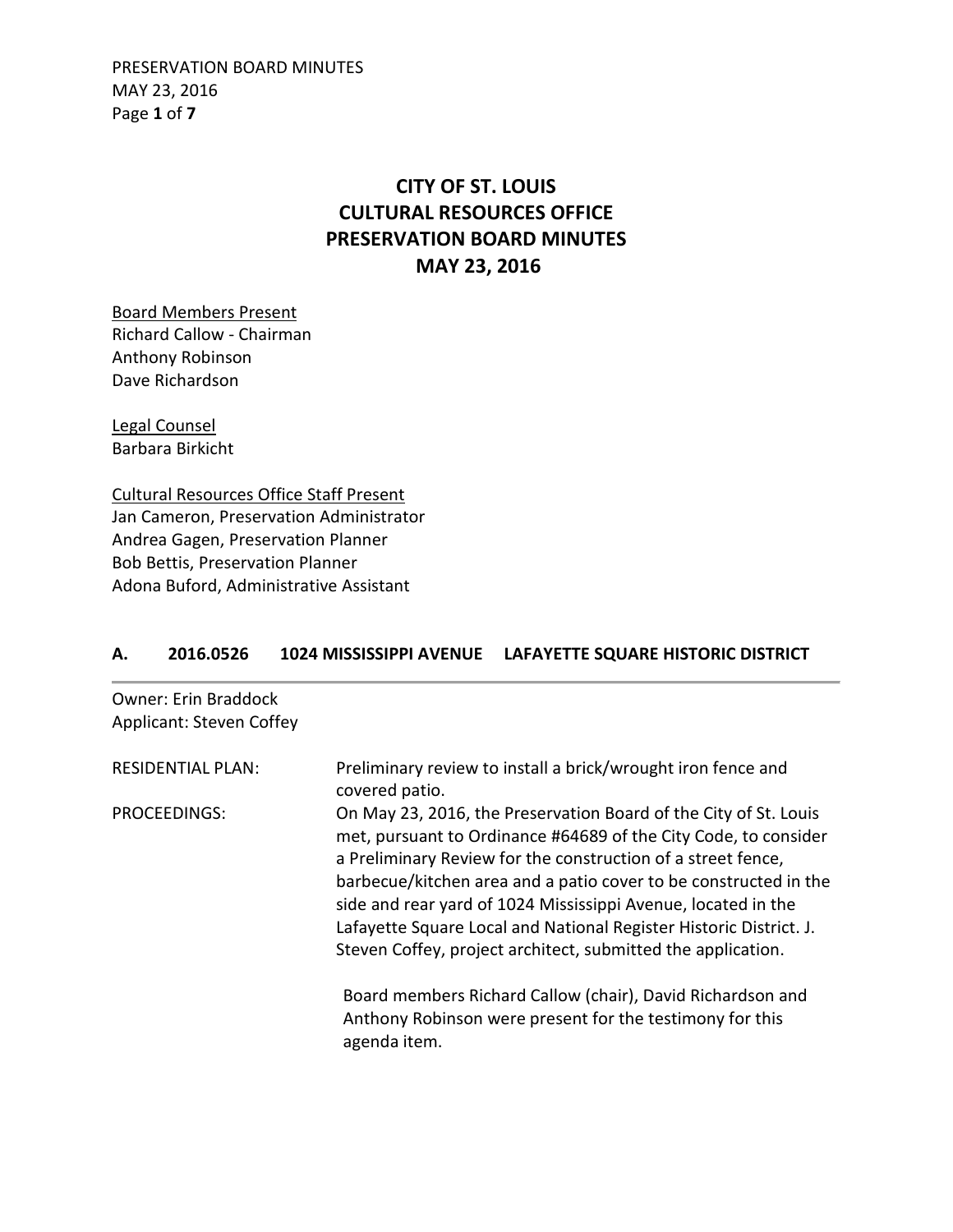# CITY OF ST. LOUIS
# CULTURAL RESOURCES OFFICE
# PRESERVATION BOARD MINUTES
# MAY 23, 2016

<u>Board Members Present</u>
Richard Callow - Chairman
Anthony Robinson
Dave Richardson

<u>Legal Counsel</u>
Barbara Birkicht

<u>Cultural Resources Office Staff Present</u>
Jan Cameron, Preservation Administrator
Andrea Gagen, Preservation Planner
Bob Bettis, Preservation Planner
Adona Buford, Administrative Assistant

## A. 2016.0526 1024 MISSISSIPPI AVENUE LAFAYETTE SQUARE HISTORIC DISTRICT

Owner: Erin Braddock
Applicant: Steven Coffey

RESIDENTIAL PLAN: Preliminary review to install a brick/wrought iron fence and covered patio.

PROCEEDINGS: On May 23, 2016, the Preservation Board of the City of St. Louis met, pursuant to Ordinance #64689 of the City Code, to consider a Preliminary Review for the construction of a street fence, barbecue/kitchen area and a patio cover to be constructed in the side and rear yard of 1024 Mississippi Avenue, located in the Lafayette Square Local and National Register Historic District. J. Steven Coffey, project architect, submitted the application.

Board members Richard Callow (chair), David Richardson and Anthony Robinson were present for the testimony for this agenda item.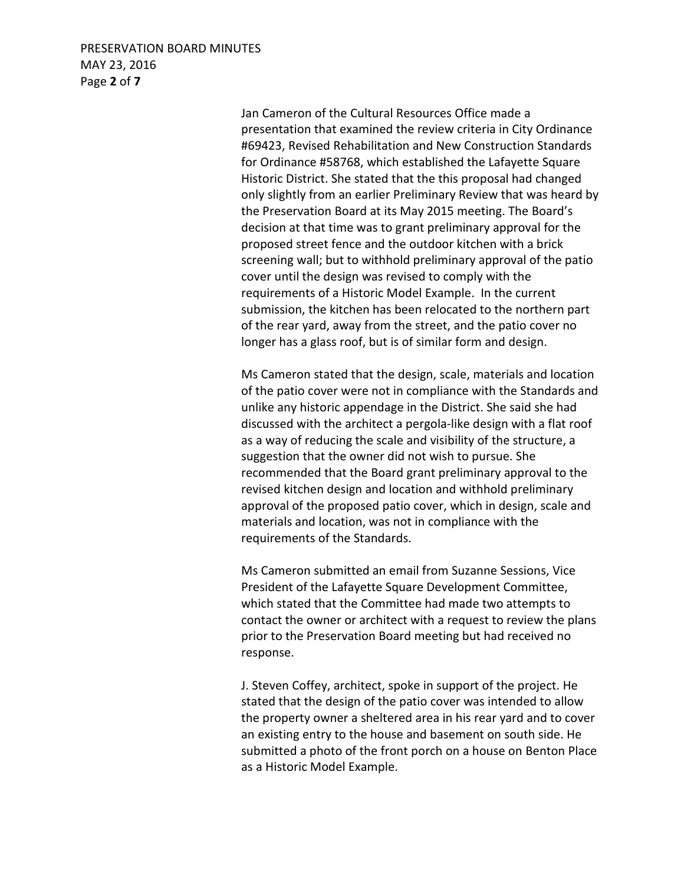Jan Cameron of the Cultural Resources Office made a presentation that examined the review criteria in City Ordinance #69423, Revised Rehabilitation and New Construction Standards for Ordinance #58768, which established the Lafayette Square Historic District. She stated that the this proposal had changed only slightly from an earlier Preliminary Review that was heard by the Preservation Board at its May 2015 meeting. The Board's decision at that time was to grant preliminary approval for the proposed street fence and the outdoor kitchen with a brick screening wall; but to withhold preliminary approval of the patio cover until the design was revised to comply with the requirements of a Historic Model Example. In the current submission, the kitchen has been relocated to the northern part of the rear yard, away from the street, and the patio cover no longer has a glass roof, but is of similar form and design.

Ms Cameron stated that the design, scale, materials and location of the patio cover were not in compliance with the Standards and unlike any historic appendage in the District. She said she had discussed with the architect a pergola-like design with a flat roof as a way of reducing the scale and visibility of the structure, a suggestion that the owner did not wish to pursue. She recommended that the Board grant preliminary approval to the revised kitchen design and location and withhold preliminary approval of the proposed patio cover, which in design, scale and materials and location, was not in compliance with the requirements of the Standards.

Ms Cameron submitted an email from Suzanne Sessions, Vice President of the Lafayette Square Development Committee, which stated that the Committee had made two attempts to contact the owner or architect with a request to review the plans prior to the Preservation Board meeting but had received no response.

J. Steven Coffey, architect, spoke in support of the project. He stated that the design of the patio cover was intended to allow the property owner a sheltered area in his rear yard and to cover an existing entry to the house and basement on south side. He submitted a photo of the front porch on a house on Benton Place as a Historic Model Example.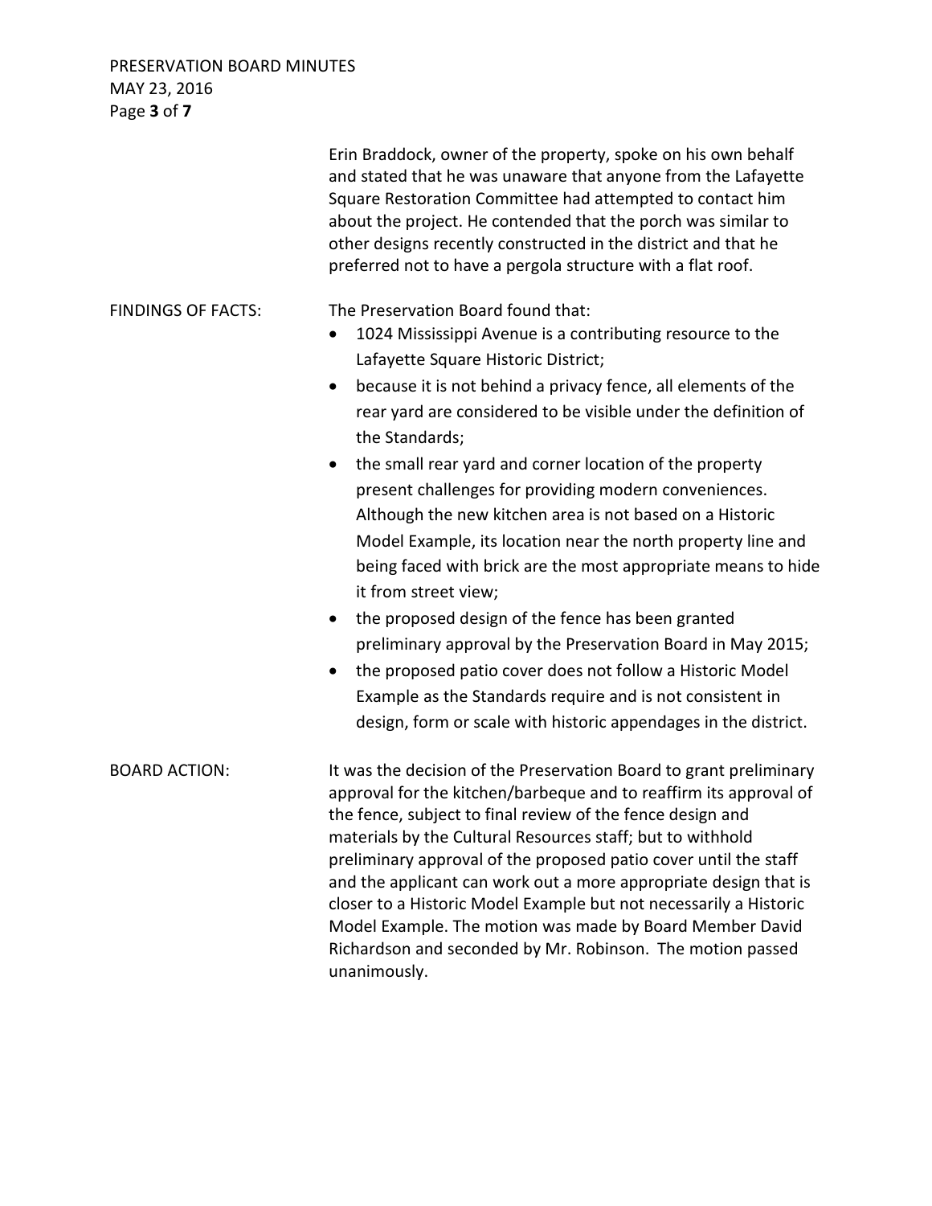Erin Braddock, owner of the property, spoke on his own behalf and stated that he was unaware that anyone from the Lafayette Square Restoration Committee had attempted to contact him about the project. He contended that the porch was similar to other designs recently constructed in the district and that he preferred not to have a pergola structure with a flat roof.

FINDINGS OF FACTS:

The Preservation Board found that:

- 1024 Mississippi Avenue is a contributing resource to the Lafayette Square Historic District;
- because it is not behind a privacy fence, all elements of the rear yard are considered to be visible under the definition of the Standards;
- the small rear yard and corner location of the property present challenges for providing modern conveniences. Although the new kitchen area is not based on a Historic Model Example, its location near the north property line and being faced with brick are the most appropriate means to hide it from street view;
- the proposed design of the fence has been granted preliminary approval by the Preservation Board in May 2015;
- the proposed patio cover does not follow a Historic Model Example as the Standards require and is not consistent in design, form or scale with historic appendages in the district.

BOARD ACTION:

It was the decision of the Preservation Board to grant preliminary approval for the kitchen/barbeque and to reaffirm its approval of the fence, subject to final review of the fence design and materials by the Cultural Resources staff; but to withhold preliminary approval of the proposed patio cover until the staff and the applicant can work out a more appropriate design that is closer to a Historic Model Example but not necessarily a Historic Model Example. The motion was made by Board Member David Richardson and seconded by Mr. Robinson. The motion passed unanimously.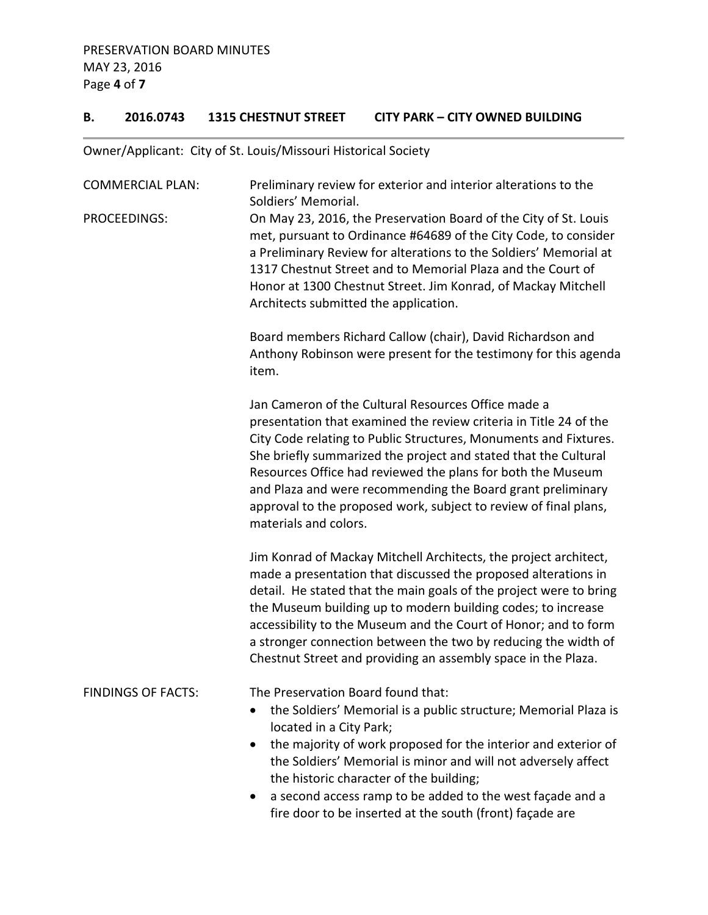### B. 2016.0743 1315 CHESTNUT STREET CITY PARK – CITY OWNED BUILDING

Owner/Applicant: City of St. Louis/Missouri Historical Society

COMMERCIAL PLAN: Preliminary review for exterior and interior alterations to the Soldiers' Memorial.

PROCEEDINGS: On May 23, 2016, the Preservation Board of the City of St. Louis met, pursuant to Ordinance #64689 of the City Code, to consider a Preliminary Review for alterations to the Soldiers' Memorial at 1317 Chestnut Street and to Memorial Plaza and the Court of Honor at 1300 Chestnut Street. Jim Konrad, of Mackay Mitchell Architects submitted the application.

Board members Richard Callow (chair), David Richardson and Anthony Robinson were present for the testimony for this agenda item.

Jan Cameron of the Cultural Resources Office made a presentation that examined the review criteria in Title 24 of the City Code relating to Public Structures, Monuments and Fixtures. She briefly summarized the project and stated that the Cultural Resources Office had reviewed the plans for both the Museum and Plaza and were recommending the Board grant preliminary approval to the proposed work, subject to review of final plans, materials and colors.

Jim Konrad of Mackay Mitchell Architects, the project architect, made a presentation that discussed the proposed alterations in detail. He stated that the main goals of the project were to bring the Museum building up to modern building codes; to increase accessibility to the Museum and the Court of Honor; and to form a stronger connection between the two by reducing the width of Chestnut Street and providing an assembly space in the Plaza.

FINDINGS OF FACTS: The Preservation Board found that:

- the Soldiers' Memorial is a public structure; Memorial Plaza is located in a City Park;
- the majority of work proposed for the interior and exterior of the Soldiers' Memorial is minor and will not adversely affect the historic character of the building;
- a second access ramp to be added to the west façade and a fire door to be inserted at the south (front) façade are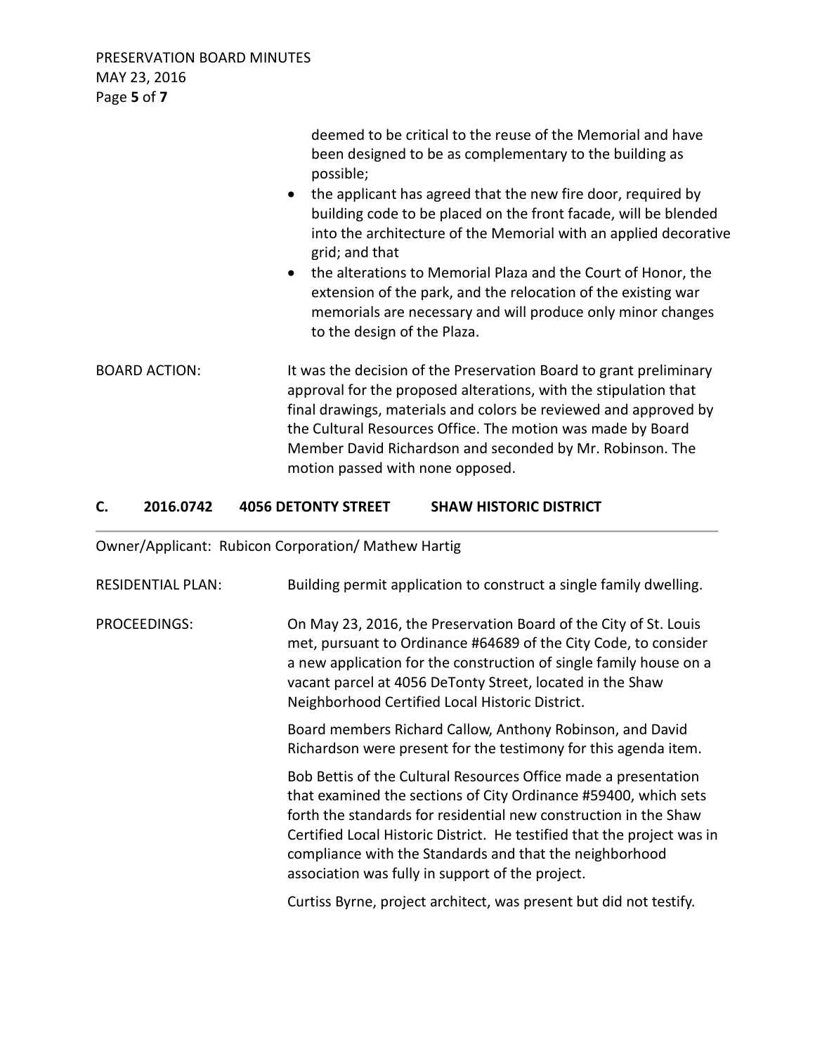deemed to be critical to the reuse of the Memorial and have been designed to be as complementary to the building as possible;

- the applicant has agreed that the new fire door, required by building code to be placed on the front facade, will be blended into the architecture of the Memorial with an applied decorative grid; and that
- the alterations to Memorial Plaza and the Court of Honor, the extension of the park, and the relocation of the existing war memorials are necessary and will produce only minor changes to the design of the Plaza.

BOARD ACTION: It was the decision of the Preservation Board to grant preliminary approval for the proposed alterations, with the stipulation that final drawings, materials and colors be reviewed and approved by the Cultural Resources Office. The motion was made by Board Member David Richardson and seconded by Mr. Robinson. The motion passed with none opposed.

## C. 2016.0742 4056 DETONTY STREET SHAW HISTORIC DISTRICT

Owner/Applicant: Rubicon Corporation/ Mathew Hartig

RESIDENTIAL PLAN: Building permit application to construct a single family dwelling.

PROCEEDINGS: On May 23, 2016, the Preservation Board of the City of St. Louis met, pursuant to Ordinance #64689 of the City Code, to consider a new application for the construction of single family house on a vacant parcel at 4056 DeTonty Street, located in the Shaw Neighborhood Certified Local Historic District.

Board members Richard Callow, Anthony Robinson, and David Richardson were present for the testimony for this agenda item.

Bob Bettis of the Cultural Resources Office made a presentation that examined the sections of City Ordinance #59400, which sets forth the standards for residential new construction in the Shaw Certified Local Historic District. He testified that the project was in compliance with the Standards and that the neighborhood association was fully in support of the project.

Curtiss Byrne, project architect, was present but did not testify.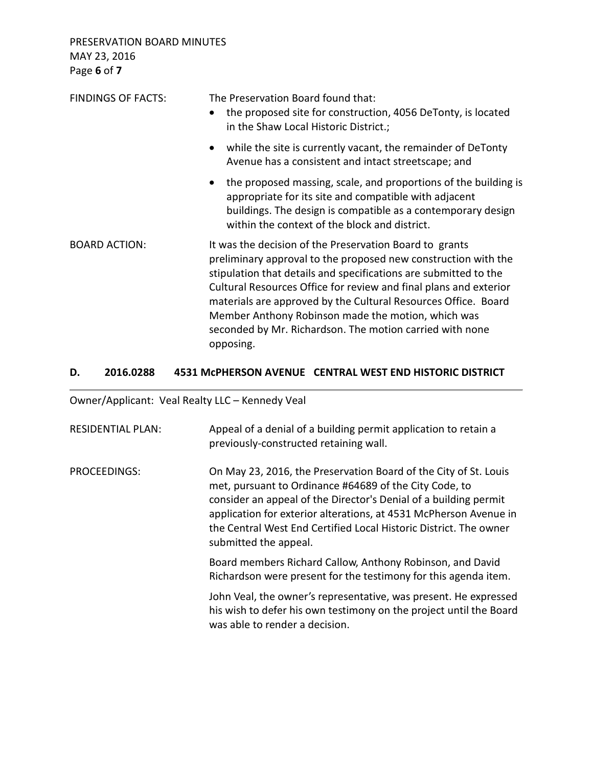FINDINGS OF FACTS: The Preservation Board found that:

- the proposed site for construction, 4056 DeTonty, is located in the Shaw Local Historic District.;
- while the site is currently vacant, the remainder of DeTonty Avenue has a consistent and intact streetscape; and
- the proposed massing, scale, and proportions of the building is appropriate for its site and compatible with adjacent buildings. The design is compatible as a contemporary design within the context of the block and district.

BOARD ACTION: It was the decision of the Preservation Board to grants preliminary approval to the proposed new construction with the stipulation that details and specifications are submitted to the Cultural Resources Office for review and final plans and exterior materials are approved by the Cultural Resources Office. Board Member Anthony Robinson made the motion, which was seconded by Mr. Richardson. The motion carried with none opposing.

## D. 2016.0288 4531 McPHERSON AVENUE CENTRAL WEST END HISTORIC DISTRICT

Owner/Applicant: Veal Realty LLC – Kennedy Veal

RESIDENTIAL PLAN: Appeal of a denial of a building permit application to retain a previously-constructed retaining wall.

PROCEEDINGS: On May 23, 2016, the Preservation Board of the City of St. Louis met, pursuant to Ordinance #64689 of the City Code, to consider an appeal of the Director's Denial of a building permit application for exterior alterations, at 4531 McPherson Avenue in the Central West End Certified Local Historic District. The owner submitted the appeal.

Board members Richard Callow, Anthony Robinson, and David Richardson were present for the testimony for this agenda item.

John Veal, the owner's representative, was present. He expressed his wish to defer his own testimony on the project until the Board was able to render a decision.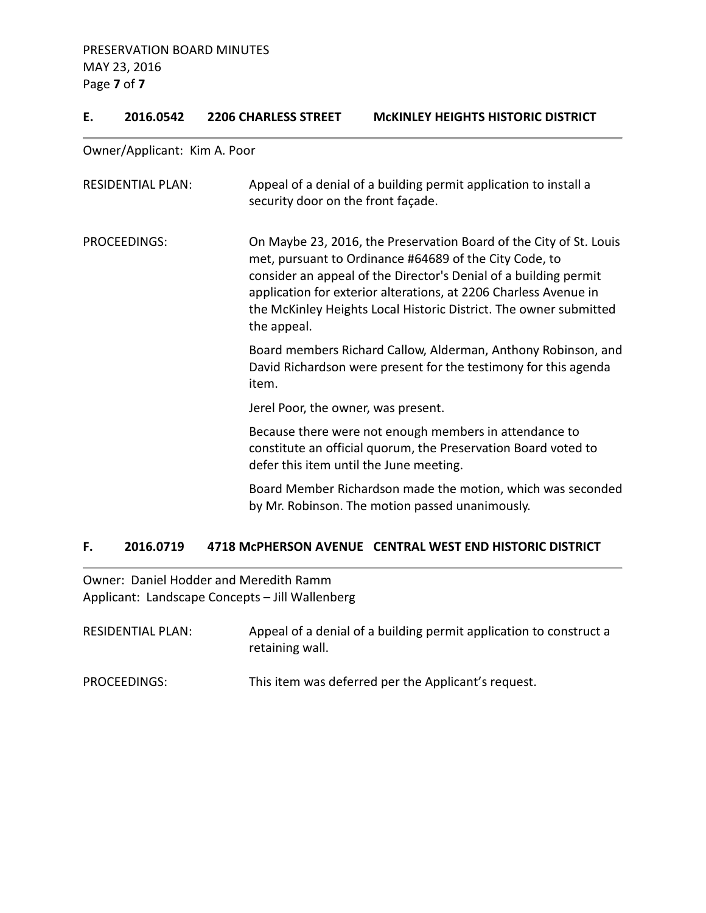### E. 2016.0542 2206 CHARLESS STREET McKINLEY HEIGHTS HISTORIC DISTRICT

Owner/Applicant: Kim A. Poor

RESIDENTIAL PLAN: Appeal of a denial of a building permit application to install a security door on the front façade.

PROCEEDINGS: On Maybe 23, 2016, the Preservation Board of the City of St. Louis met, pursuant to Ordinance #64689 of the City Code, to consider an appeal of the Director's Denial of a building permit application for exterior alterations, at 2206 Charless Avenue in the McKinley Heights Local Historic District. The owner submitted the appeal.

Board members Richard Callow, Alderman, Anthony Robinson, and David Richardson were present for the testimony for this agenda item.

Jerel Poor, the owner, was present.

Because there were not enough members in attendance to constitute an official quorum, the Preservation Board voted to defer this item until the June meeting.

Board Member Richardson made the motion, which was seconded by Mr. Robinson. The motion passed unanimously.

### F. 2016.0719 4718 McPHERSON AVENUE CENTRAL WEST END HISTORIC DISTRICT

Owner: Daniel Hodder and Meredith Ramm
Applicant: Landscape Concepts – Jill Wallenberg

RESIDENTIAL PLAN: Appeal of a denial of a building permit application to construct a retaining wall.

PROCEEDINGS: This item was deferred per the Applicant's request.